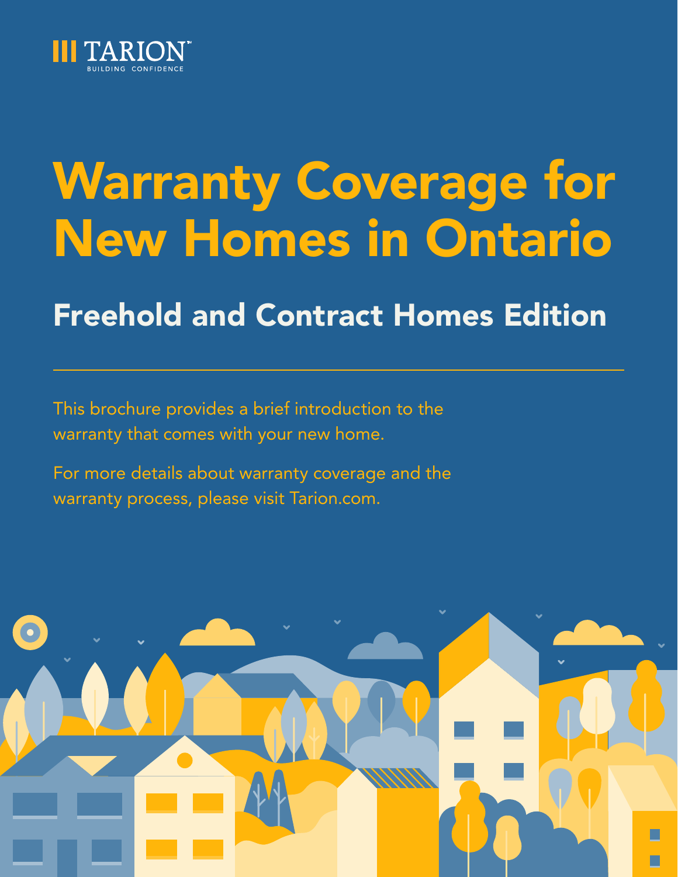TARION
BUILDING CONFIDENCE

# Warranty Coverage for New Homes in Ontario

## Freehold and Contract Homes Edition

This brochure provides a brief introduction to the warranty that comes with your new home.

For more details about warranty coverage and the warranty process, please visit Tarion.com.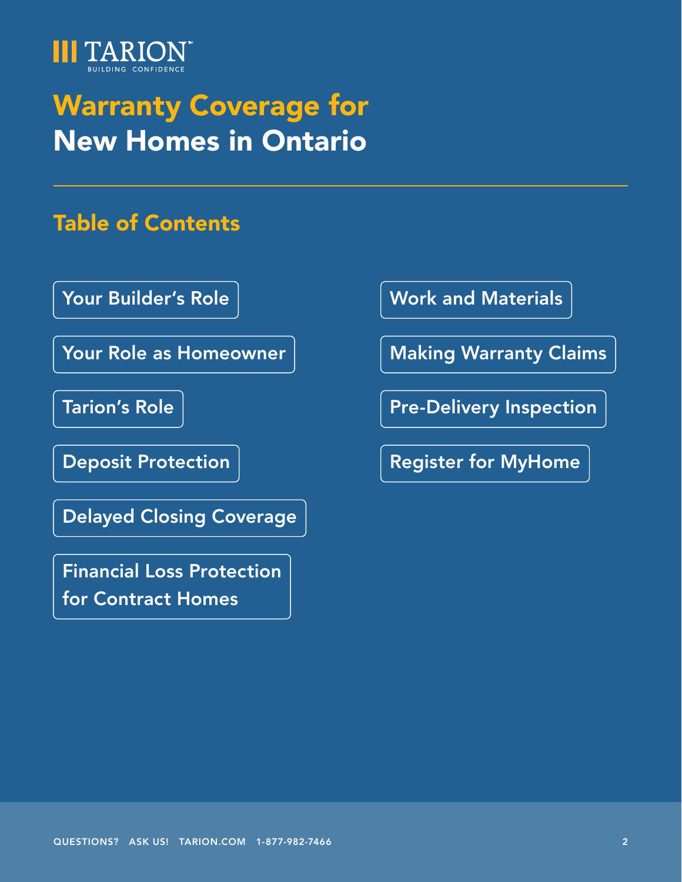TARION
BUILDING CONFIDENCE

# Warranty Coverage for New Homes in Ontario

## Table of Contents

- Your Builder's Role
- Your Role as Homeowner
- Tarion's Role
- Deposit Protection
- Delayed Closing Coverage
- Financial Loss Protection for Contract Homes
- Work and Materials
- Making Warranty Claims
- Pre-Delivery Inspection
- Register for MyHome

QUESTIONS? ASK US! TARION.COM 1-877-982-7466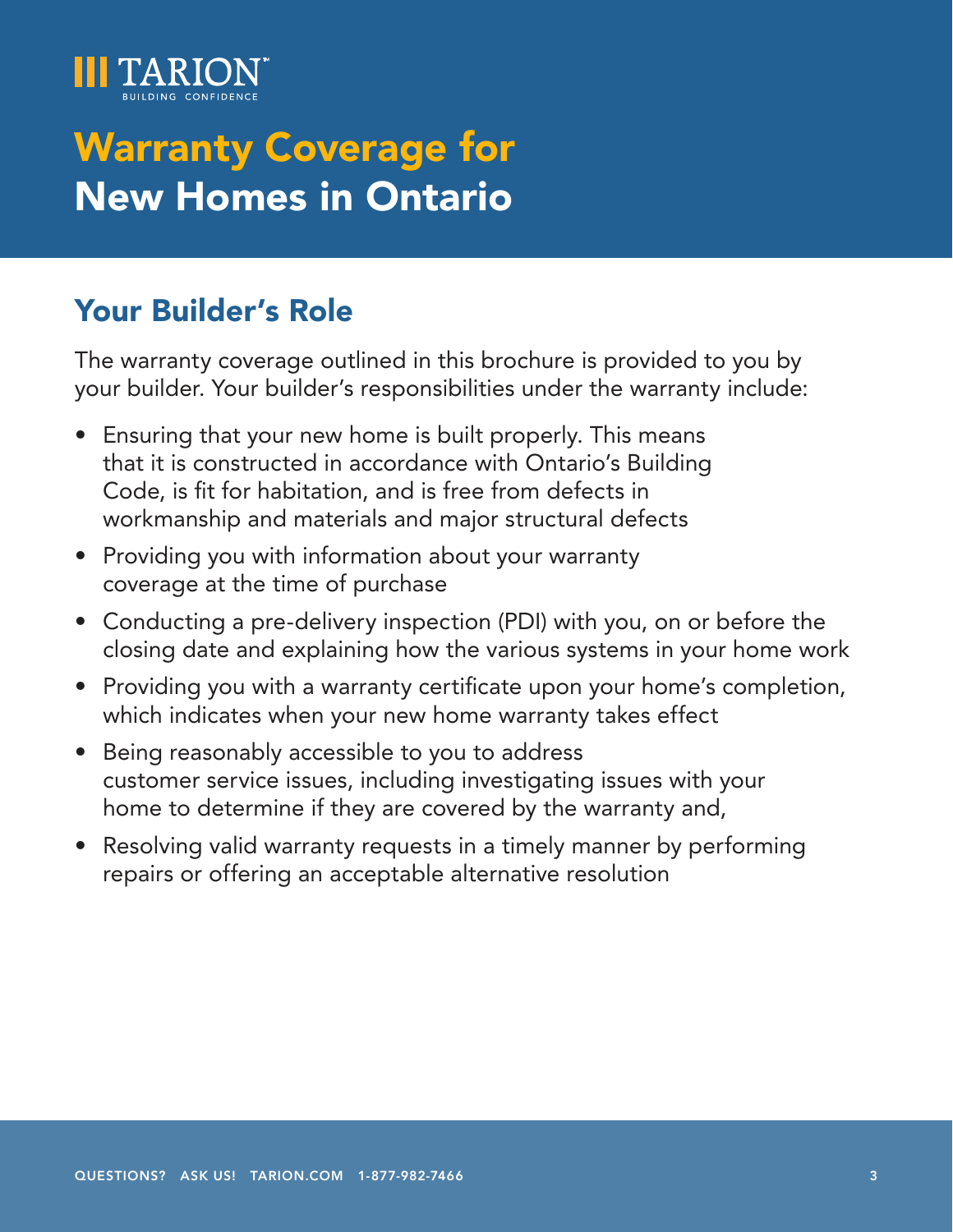# Warranty Coverage for New Homes in Ontario

## Your Builder's Role

The warranty coverage outlined in this brochure is provided to you by your builder. Your builder's responsibilities under the warranty include:

- Ensuring that your new home is built properly. This means that it is constructed in accordance with Ontario's Building Code, is fit for habitation, and is free from defects in workmanship and materials and major structural defects
- Providing you with information about your warranty coverage at the time of purchase
- Conducting a pre-delivery inspection (PDI) with you, on or before the closing date and explaining how the various systems in your home work
- Providing you with a warranty certificate upon your home's completion, which indicates when your new home warranty takes effect
- Being reasonably accessible to you to address customer service issues, including investigating issues with your home to determine if they are covered by the warranty and,
- Resolving valid warranty requests in a timely manner by performing repairs or offering an acceptable alternative resolution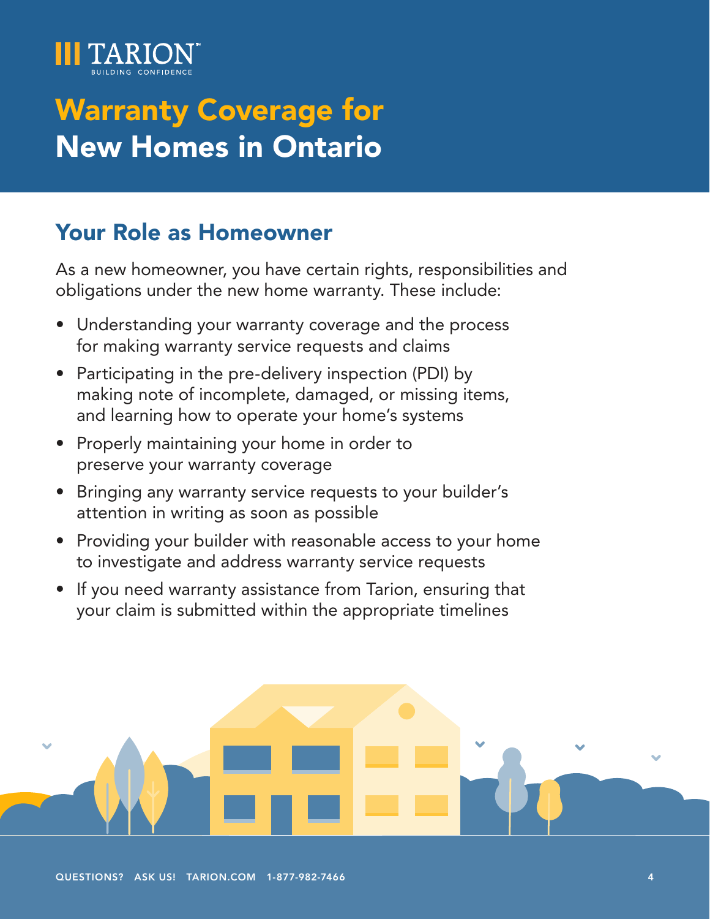# Warranty Coverage for New Homes in Ontario

## Your Role as Homeowner

As a new homeowner, you have certain rights, responsibilities and obligations under the new home warranty. These include:

- Understanding your warranty coverage and the process for making warranty service requests and claims
- Participating in the pre-delivery inspection (PDI) by making note of incomplete, damaged, or missing items, and learning how to operate your home's systems
- Properly maintaining your home in order to preserve your warranty coverage
- Bringing any warranty service requests to your builder's attention in writing as soon as possible
- Providing your builder with reasonable access to your home to investigate and address warranty service requests
- If you need warranty assistance from Tarion, ensuring that your claim is submitted within the appropriate timelines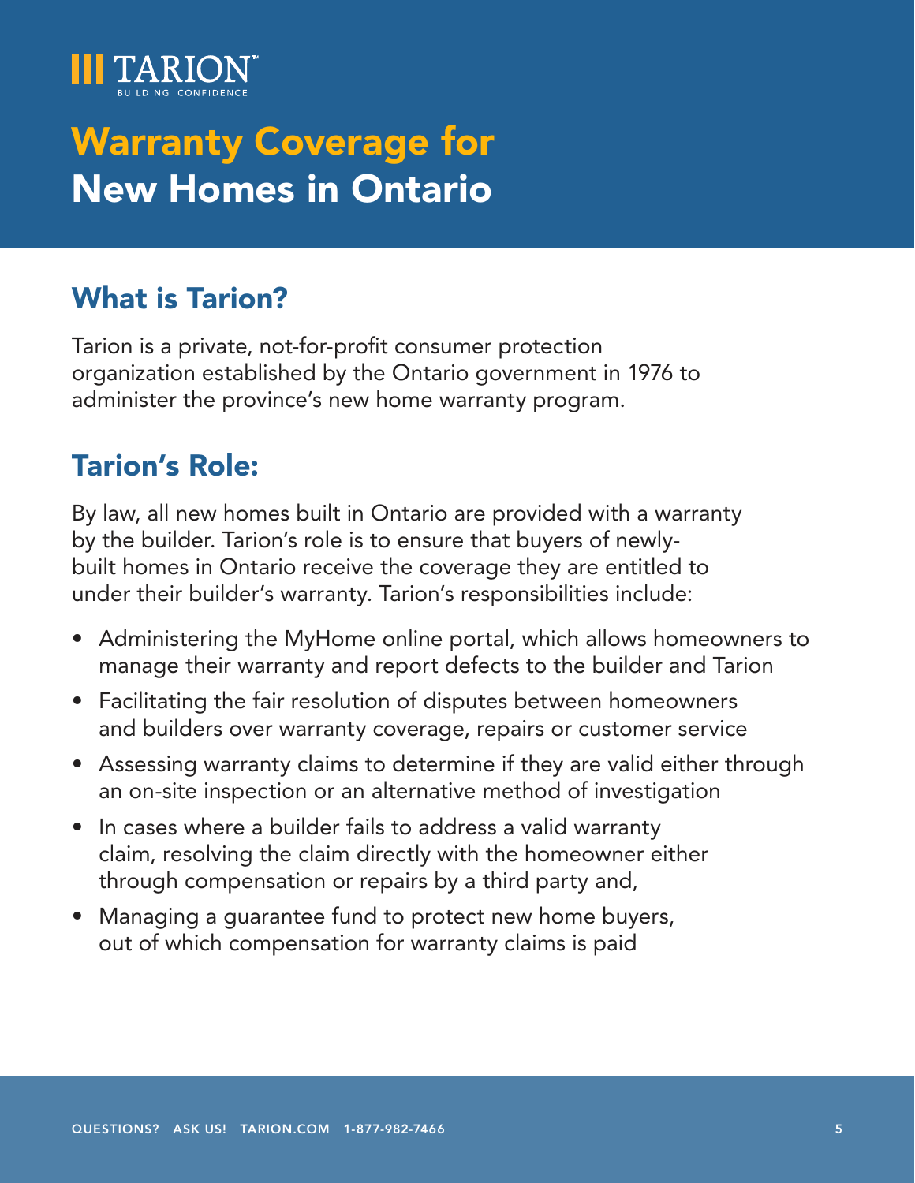TARION
BUILDING CONFIDENCE

# Warranty Coverage for New Homes in Ontario

## What is Tarion?

Tarion is a private, not-for-profit consumer protection organization established by the Ontario government in 1976 to administer the province's new home warranty program.

## Tarion's Role:

By law, all new homes built in Ontario are provided with a warranty by the builder. Tarion's role is to ensure that buyers of newly-built homes in Ontario receive the coverage they are entitled to under their builder's warranty. Tarion's responsibilities include:

- Administering the MyHome online portal, which allows homeowners to manage their warranty and report defects to the builder and Tarion
- Facilitating the fair resolution of disputes between homeowners and builders over warranty coverage, repairs or customer service
- Assessing warranty claims to determine if they are valid either through an on-site inspection or an alternative method of investigation
- In cases where a builder fails to address a valid warranty claim, resolving the claim directly with the homeowner either through compensation or repairs by a third party and,
- Managing a guarantee fund to protect new home buyers, out of which compensation for warranty claims is paid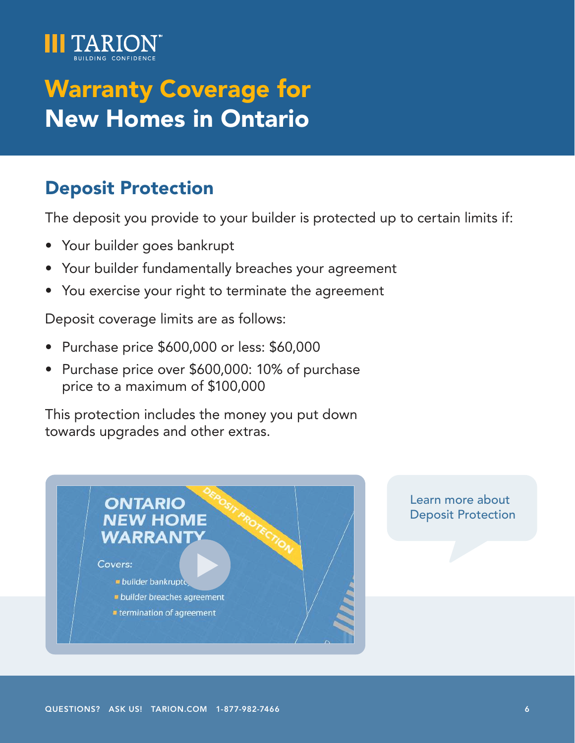# Warranty Coverage for New Homes in Ontario

## Deposit Protection

The deposit you provide to your builder is protected up to certain limits if:

- Your builder goes bankrupt
- Your builder fundamentally breaches your agreement
- You exercise your right to terminate the agreement

Deposit coverage limits are as follows:

- Purchase price $600,000 or less: $60,000
- Purchase price over $600,000: 10% of purchase price to a maximum of $100,000

This protection includes the money you put down towards upgrades and other extras.

Learn more about Deposit Protection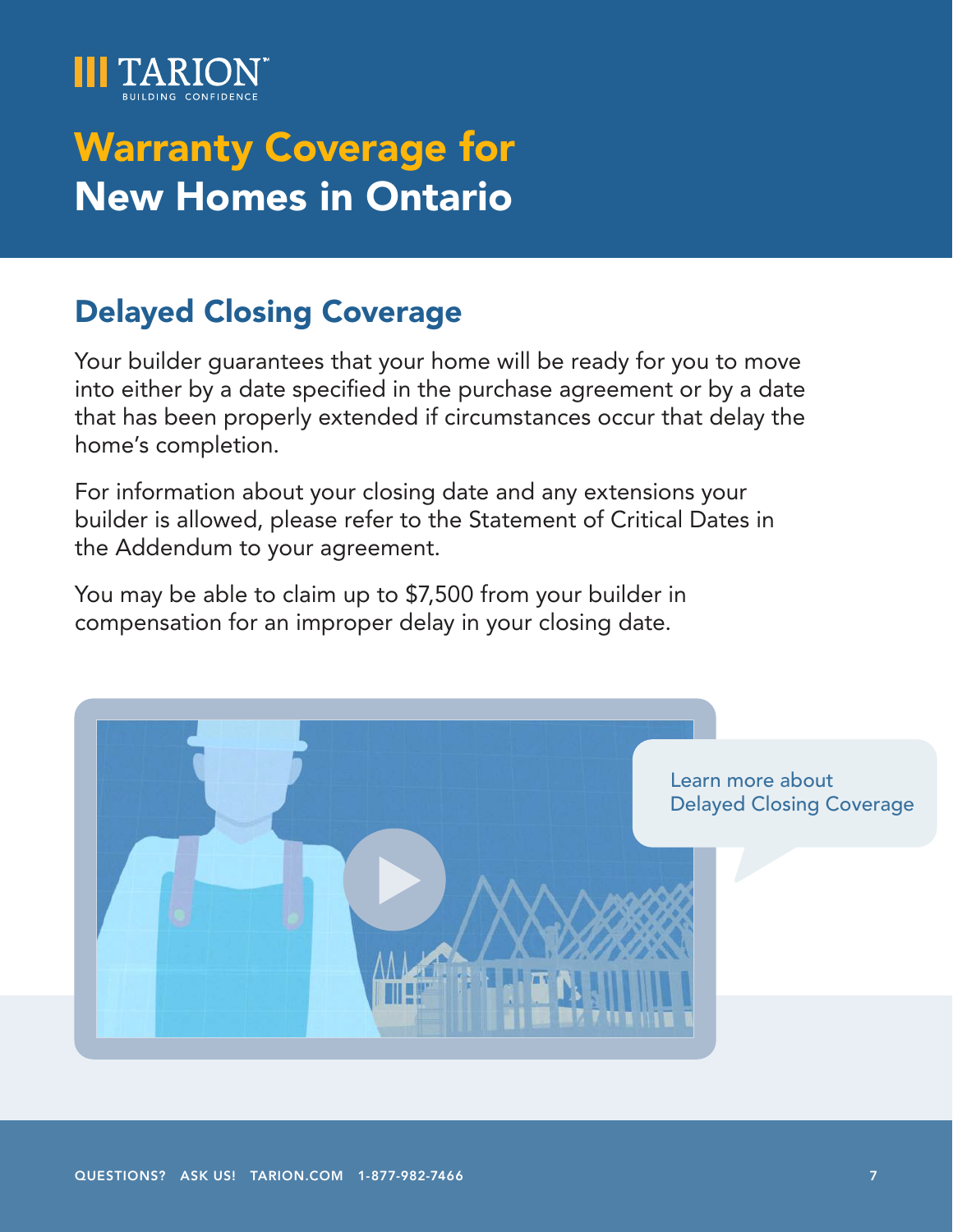# Warranty Coverage for New Homes in Ontario

## Delayed Closing Coverage

Your builder guarantees that your home will be ready for you to move into either by a date specified in the purchase agreement or by a date that has been properly extended if circumstances occur that delay the home's completion.

For information about your closing date and any extensions your builder is allowed, please refer to the Statement of Critical Dates in the Addendum to your agreement.

You may be able to claim up to $7,500 from your builder in compensation for an improper delay in your closing date.

Learn more about Delayed Closing Coverage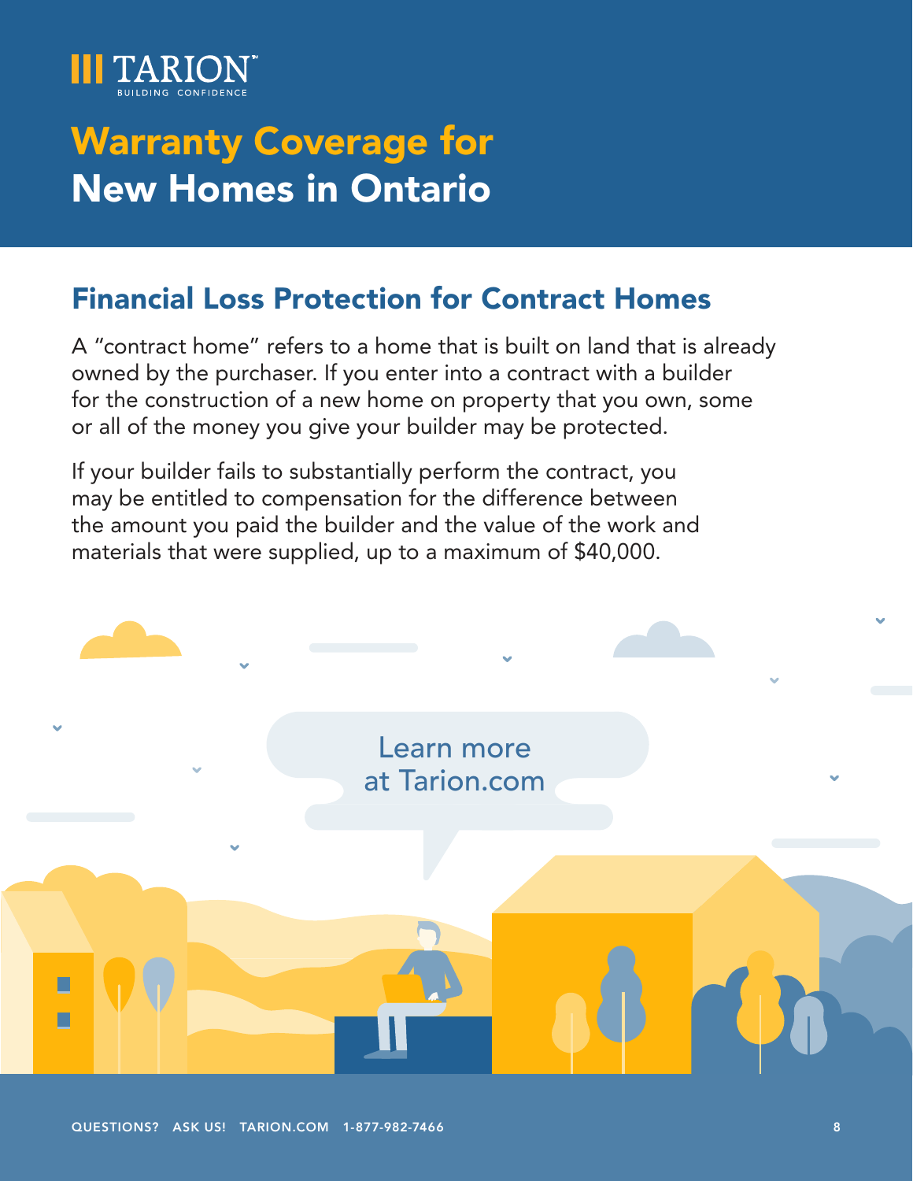# Warranty Coverage for New Homes in Ontario

## Financial Loss Protection for Contract Homes

A "contract home" refers to a home that is built on land that is already owned by the purchaser. If you enter into a contract with a builder for the construction of a new home on property that you own, some or all of the money you give your builder may be protected.

If your builder fails to substantially perform the contract, you may be entitled to compensation for the difference between the amount you paid the builder and the value of the work and materials that were supplied, up to a maximum of $40,000.

Learn more at Tarion.com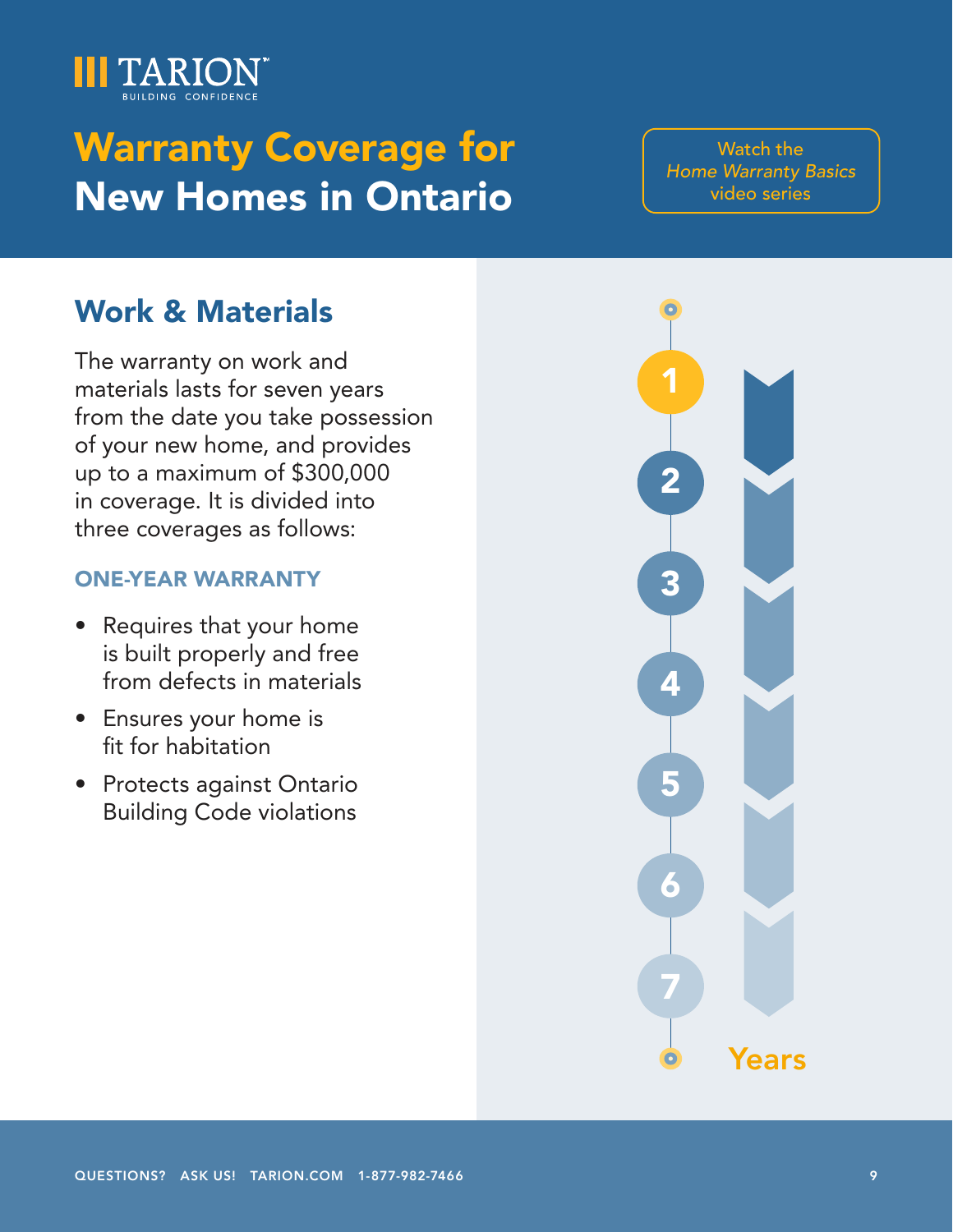# Warranty Coverage for New Homes in Ontario

Watch the *Home Warranty Basics* video series

## Work & Materials

The warranty on work and materials lasts for seven years from the date you take possession of your new home, and provides up to a maximum of $300,000 in coverage. It is divided into three coverages as follows:

### ONE-YEAR WARRANTY

- Requires that your home is built properly and free from defects in materials
- Ensures your home is fit for habitation
- Protects against Ontario Building Code violations

1
2
3
4
5
6
7
Years

QUESTIONS? ASK US! TARION.COM 1-877-982-7466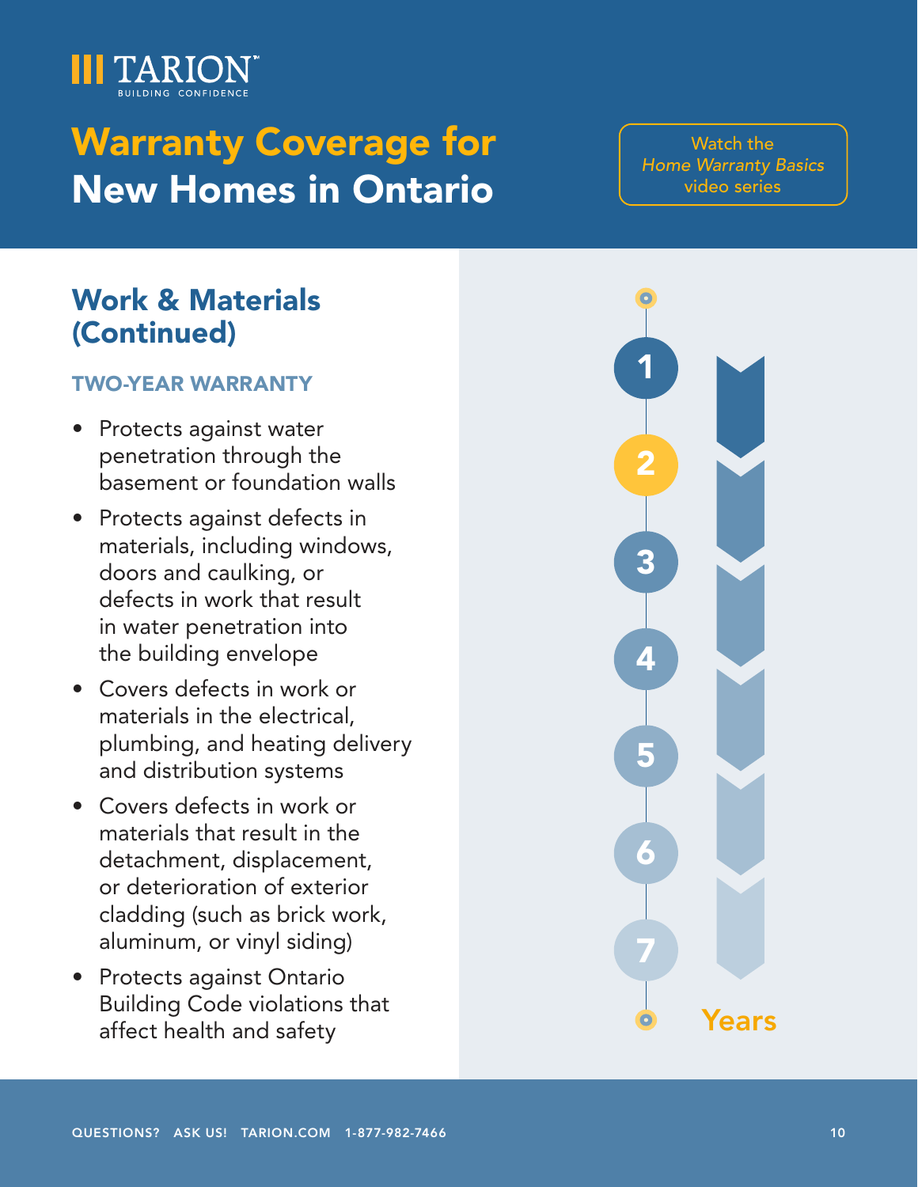# Warranty Coverage for New Homes in Ontario

Watch the *Home Warranty Basics* video series

## Work & Materials (Continued)

### TWO-YEAR WARRANTY

- Protects against water penetration through the basement or foundation walls
- Protects against defects in materials, including windows, doors and caulking, or defects in work that result in water penetration into the building envelope
- Covers defects in work or materials in the electrical, plumbing, and heating delivery and distribution systems
- Covers defects in work or materials that result in the detachment, displacement, or deterioration of exterior cladding (such as brick work, aluminum, or vinyl siding)
- Protects against Ontario Building Code violations that affect health and safety

1 2 3 4 5 6 7 Years

QUESTIONS? ASK US! TARION.COM 1-877-982-7466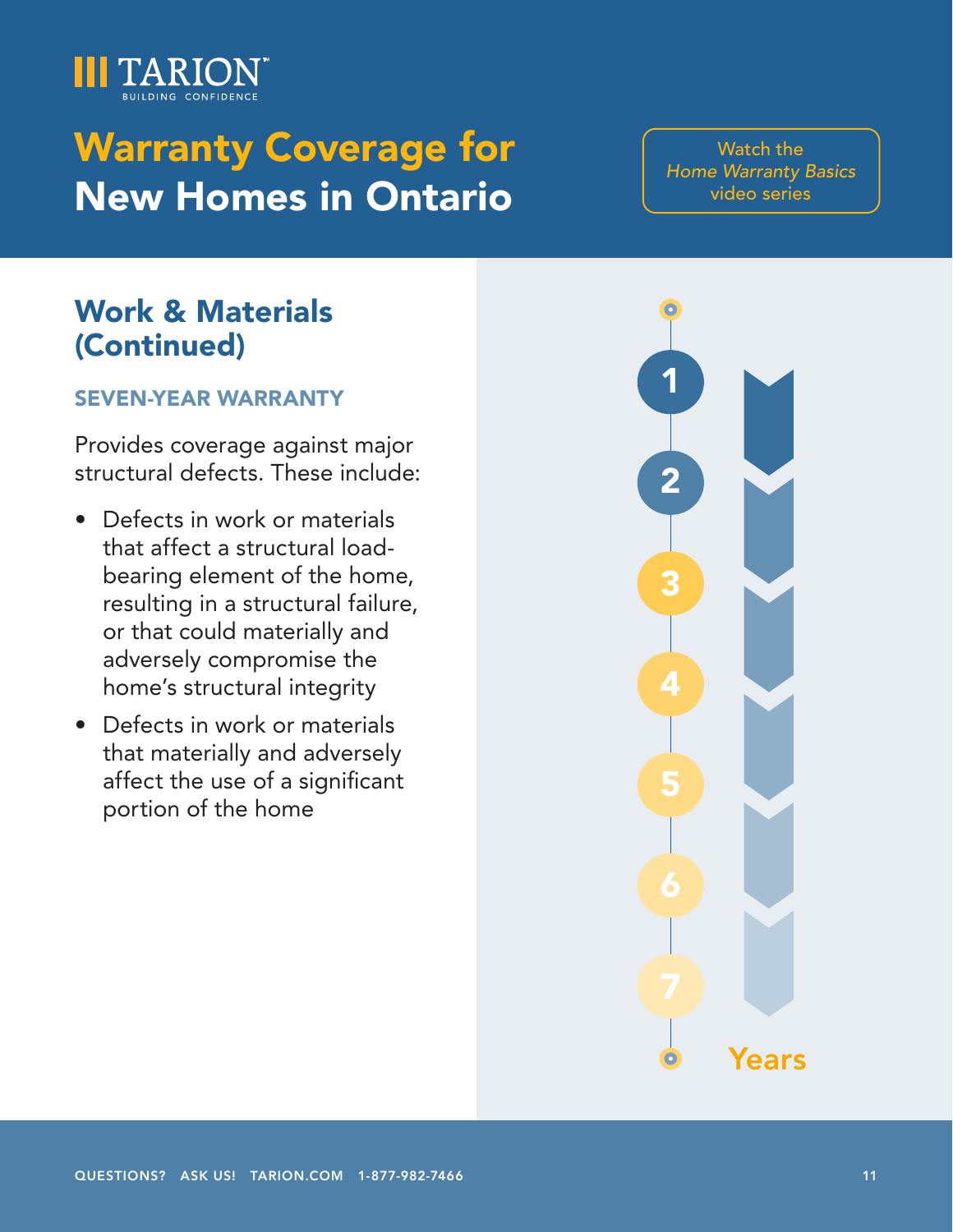# Warranty Coverage for New Homes in Ontario

Watch the *Home Warranty Basics* video series

## Work & Materials (Continued)

### SEVEN-YEAR WARRANTY

Provides coverage against major structural defects. These include:

- Defects in work or materials that affect a structural load-bearing element of the home, resulting in a structural failure, or that could materially and adversely compromise the home's structural integrity
- Defects in work or materials that materially and adversely affect the use of a significant portion of the home

1 2 3 4 5 6 7 Years

QUESTIONS? ASK US! TARION.COM 1-877-982-7466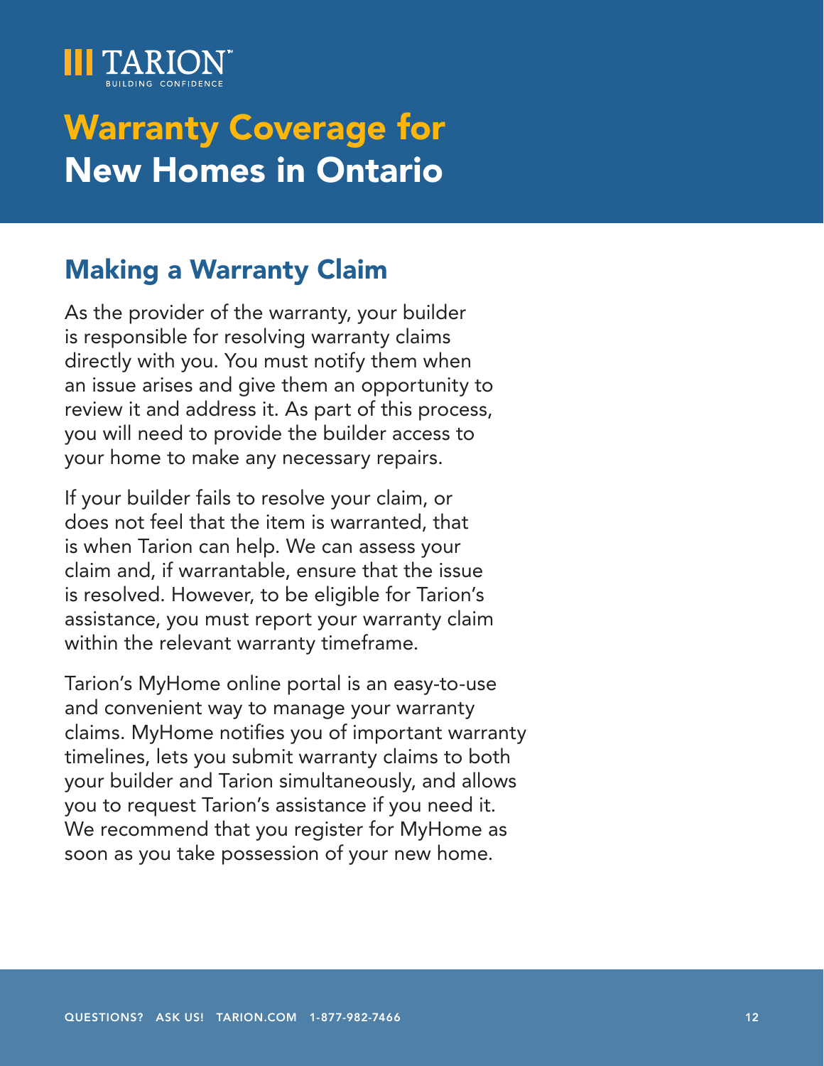# Warranty Coverage for New Homes in Ontario

## Making a Warranty Claim

As the provider of the warranty, your builder is responsible for resolving warranty claims directly with you. You must notify them when an issue arises and give them an opportunity to review it and address it. As part of this process, you will need to provide the builder access to your home to make any necessary repairs.

If your builder fails to resolve your claim, or does not feel that the item is warranted, that is when Tarion can help. We can assess your claim and, if warrantable, ensure that the issue is resolved. However, to be eligible for Tarion's assistance, you must report your warranty claim within the relevant warranty timeframe.

Tarion's MyHome online portal is an easy-to-use and convenient way to manage your warranty claims. MyHome notifies you of important warranty timelines, lets you submit warranty claims to both your builder and Tarion simultaneously, and allows you to request Tarion's assistance if you need it. We recommend that you register for MyHome as soon as you take possession of your new home.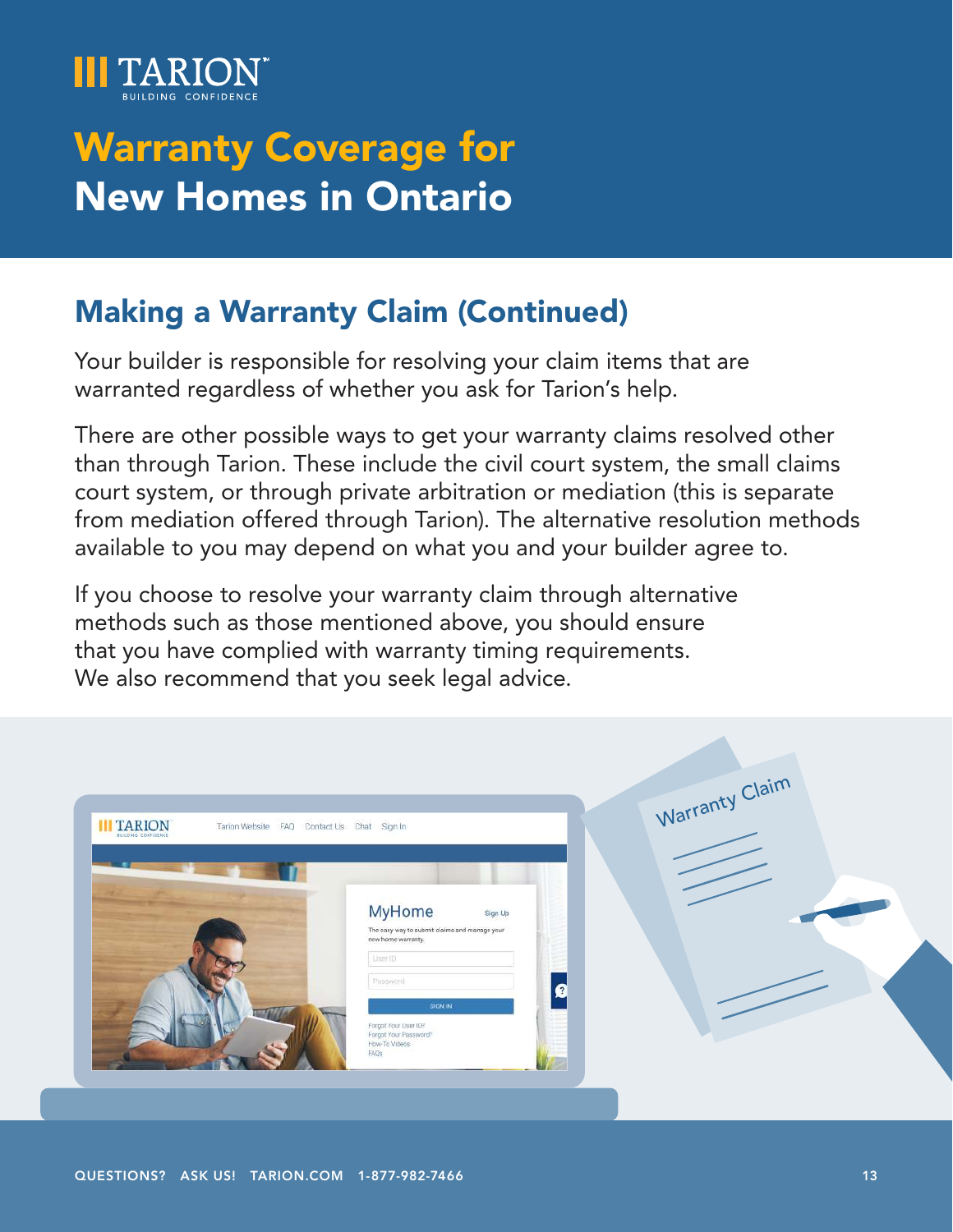# Warranty Coverage for New Homes in Ontario

## Making a Warranty Claim (Continued)

Your builder is responsible for resolving your claim items that are warranted regardless of whether you ask for Tarion's help.

There are other possible ways to get your warranty claims resolved other than through Tarion. These include the civil court system, the small claims court system, or through private arbitration or mediation (this is separate from mediation offered through Tarion). The alternative resolution methods available to you may depend on what you and your builder agree to.

If you choose to resolve your warranty claim through alternative methods such as those mentioned above, you should ensure that you have complied with warranty timing requirements. We also recommend that you seek legal advice.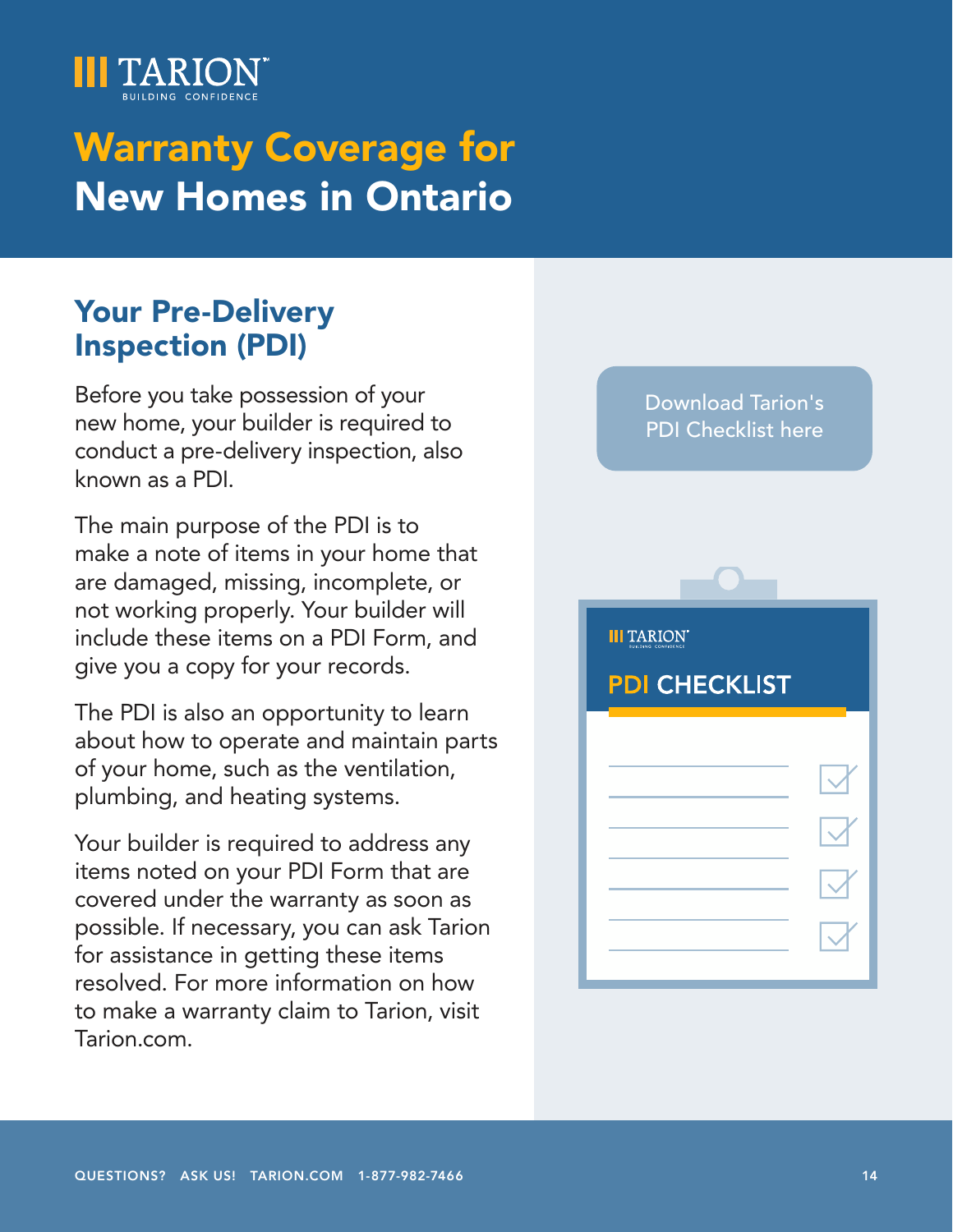# Warranty Coverage for New Homes in Ontario

## Your Pre-Delivery Inspection (PDI)

Before you take possession of your new home, your builder is required to conduct a pre-delivery inspection, also known as a PDI.

The main purpose of the PDI is to make a note of items in your home that are damaged, missing, incomplete, or not working properly. Your builder will include these items on a PDI Form, and give you a copy for your records.

The PDI is also an opportunity to learn about how to operate and maintain parts of your home, such as the ventilation, plumbing, and heating systems.

Your builder is required to address any items noted on your PDI Form that are covered under the warranty as soon as possible. If necessary, you can ask Tarion for assistance in getting these items resolved. For more information on how to make a warranty claim to Tarion, visit Tarion.com.

Download Tarion's PDI Checklist here

PDI CHECKLIST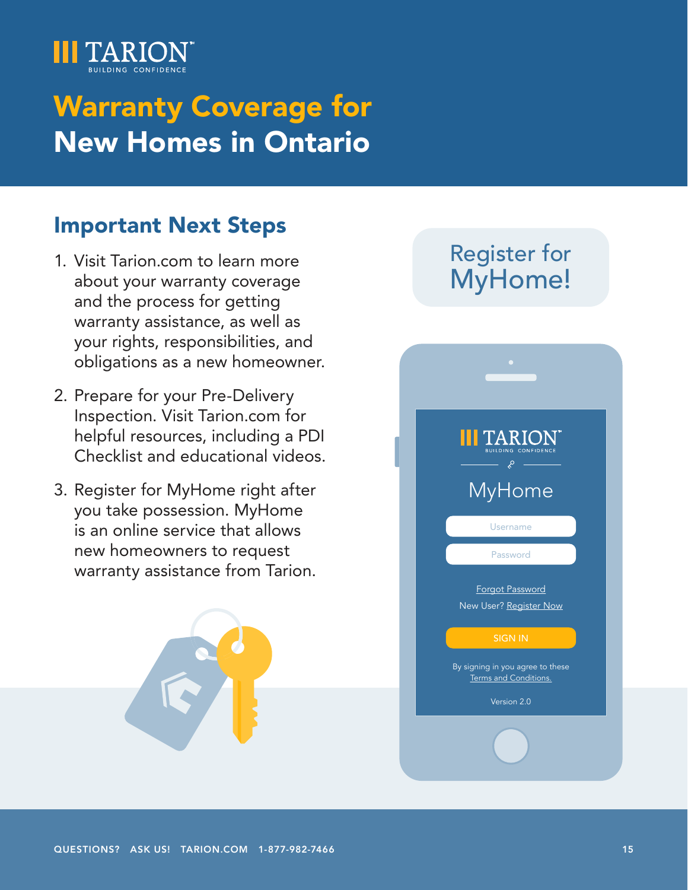# Warranty Coverage for New Homes in Ontario

## Important Next Steps

1. Visit Tarion.com to learn more about your warranty coverage and the process for getting warranty assistance, as well as your rights, responsibilities, and obligations as a new homeowner.
2. Prepare for your Pre-Delivery Inspection. Visit Tarion.com for helpful resources, including a PDI Checklist and educational videos.
3. Register for MyHome right after you take possession. MyHome is an online service that allows new homeowners to request warranty assistance from Tarion.

**Register for MyHome!**

QUESTIONS? ASK US! TARION.COM 1-877-982-7466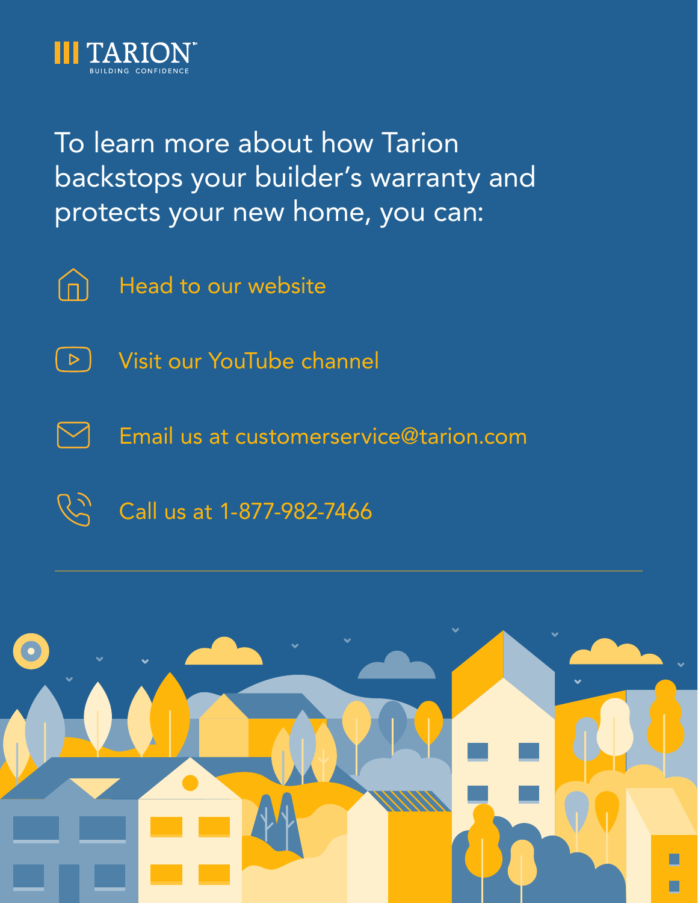TARION
BUILDING CONFIDENCE

To learn more about how Tarion backstops your builder's warranty and protects your new home, you can:

- Head to our website
- Visit our YouTube channel
- Email us at customerservice@tarion.com
- Call us at 1-877-982-7466